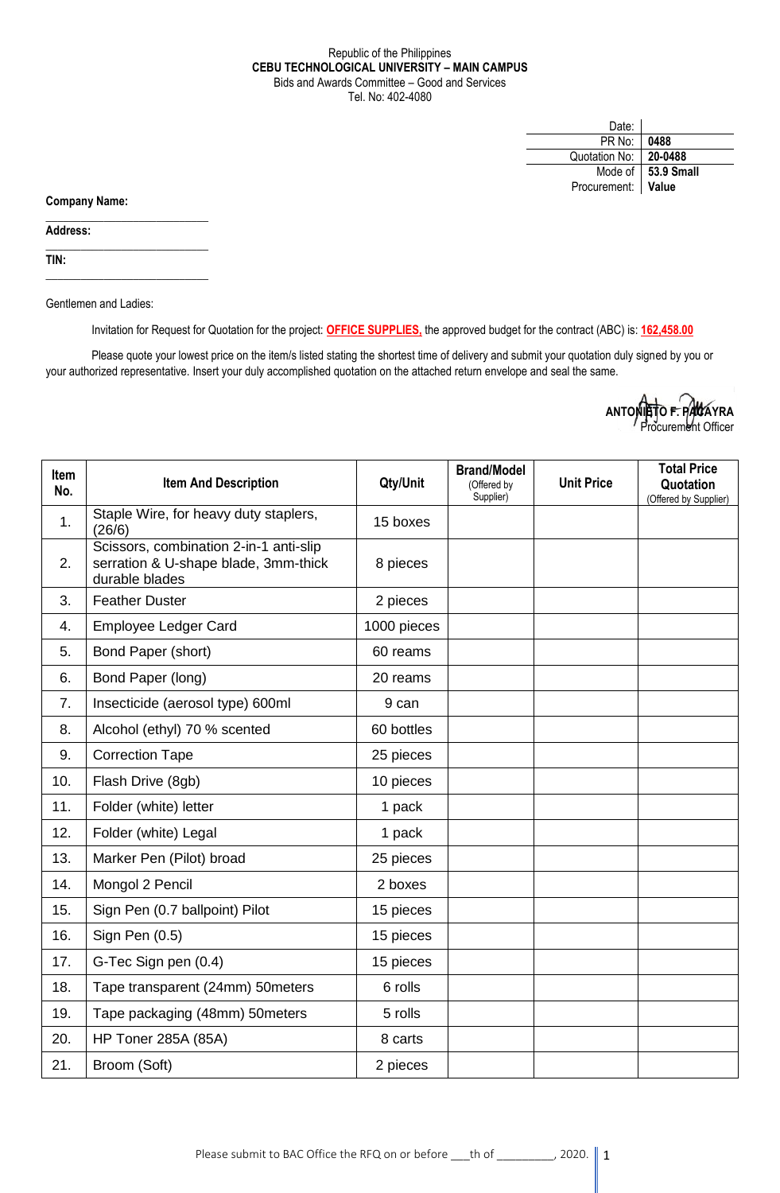Republic of the Philippines
**CEBU TECHNOLOGICAL UNIVERSITY – MAIN CAMPUS**
Bids and Awards Committee – Good and Services
Tel. No: 402-4080

| | |
|---|---|
| Date: | |
| PR No: | **0488** |
| Quotation No: | **20-0488** |
| Mode of Procurement: | **53.9 Small Value** |

**Company Name:** \_\_\_\_\_\_\_\_\_\_\_\_\_\_\_\_\_\_\_\_\_\_\_\_\_\_

**Address:** \_\_\_\_\_\_\_\_\_\_\_\_\_\_\_\_\_\_\_\_\_\_\_\_\_\_

**TIN:** \_\_\_\_\_\_\_\_\_\_\_\_\_\_\_\_\_\_\_\_\_\_\_\_\_\_

Gentlemen and Ladies:

Invitation for Request for Quotation for the project: **OFFICE SUPPLIES,** the approved budget for the contract (ABC) is: **162,458.00**

Please quote your lowest price on the item/s listed stating the shortest time of delivery and submit your quotation duly signed by you or your authorized representative. Insert your duly accomplished quotation on the attached return envelope and seal the same.

**ANTONIETO F. PAGAYRA**
Procurement Officer

| Item No. | Item And Description | Qty/Unit | Brand/Model (Offered by Supplier) | Unit Price | Total Price Quotation (Offered by Supplier) |
|---|---|---|---|---|---|
| 1. | Staple Wire, for heavy duty staplers, (26/6) | 15 boxes | | | |
| 2. | Scissors, combination 2-in-1 anti-slip serration & U-shape blade, 3mm-thick durable blades | 8 pieces | | | |
| 3. | Feather Duster | 2 pieces | | | |
| 4. | Employee Ledger Card | 1000 pieces | | | |
| 5. | Bond Paper (short) | 60 reams | | | |
| 6. | Bond Paper (long) | 20 reams | | | |
| 7. | Insecticide (aerosol type) 600ml | 9 can | | | |
| 8. | Alcohol (ethyl) 70 % scented | 60 bottles | | | |
| 9. | Correction Tape | 25 pieces | | | |
| 10. | Flash Drive (8gb) | 10 pieces | | | |
| 11. | Folder (white) letter | 1 pack | | | |
| 12. | Folder (white) Legal | 1 pack | | | |
| 13. | Marker Pen (Pilot) broad | 25 pieces | | | |
| 14. | Mongol 2 Pencil | 2 boxes | | | |
| 15. | Sign Pen (0.7 ballpoint) Pilot | 15 pieces | | | |
| 16. | Sign Pen (0.5) | 15 pieces | | | |
| 17. | G-Tec Sign pen (0.4) | 15 pieces | | | |
| 18. | Tape transparent (24mm) 50meters | 6 rolls | | | |
| 19. | Tape packaging (48mm) 50meters | 5 rolls | | | |
| 20. | HP Toner 285A (85A) | 8 carts | | | |
| 21. | Broom (Soft) | 2 pieces | | | |

Please submit to BAC Office the RFQ on or before \_\_\_th of \_\_\_\_\_\_\_\_\_, 2020.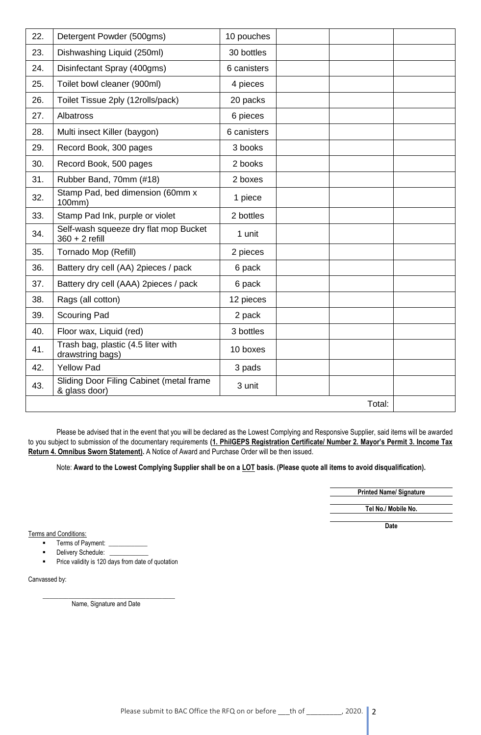| | | | | | |
|---|---|---|---|---|---|
| 22. | Detergent Powder (500gms) | 10 pouches | | | |
| 23. | Dishwashing Liquid (250ml) | 30 bottles | | | |
| 24. | Disinfectant Spray (400gms) | 6 canisters | | | |
| 25. | Toilet bowl cleaner (900ml) | 4 pieces | | | |
| 26. | Toilet Tissue 2ply (12rolls/pack) | 20 packs | | | |
| 27. | Albatross | 6 pieces | | | |
| 28. | Multi insect Killer (baygon) | 6 canisters | | | |
| 29. | Record Book, 300 pages | 3 books | | | |
| 30. | Record Book, 500 pages | 2 books | | | |
| 31. | Rubber Band, 70mm (#18) | 2 boxes | | | |
| 32. | Stamp Pad, bed dimension (60mm x 100mm) | 1 piece | | | |
| 33. | Stamp Pad Ink, purple or violet | 2 bottles | | | |
| 34. | Self-wash squeeze dry flat mop Bucket 360 + 2 refill | 1 unit | | | |
| 35. | Tornado Mop (Refill) | 2 pieces | | | |
| 36. | Battery dry cell (AA) 2pieces / pack | 6 pack | | | |
| 37. | Battery dry cell (AAA) 2pieces / pack | 6 pack | | | |
| 38. | Rags (all cotton) | 12 pieces | | | |
| 39. | Scouring Pad | 2 pack | | | |
| 40. | Floor wax, Liquid (red) | 3 bottles | | | |
| 41. | Trash bag, plastic (4.5 liter with drawstring bags) | 10 boxes | | | |
| 42. | Yellow Pad | 3 pads | | | |
| 43. | Sliding Door Filing Cabinet (metal frame & glass door) | 3 unit | | | |
| | | | | Total: | |

Please be advised that in the event that you will be declared as the Lowest Complying and Responsive Supplier, said items will be awarded to you subject to submission of the documentary requirements **(1. PhilGEPS Registration Certificate/ Number 2. Mayor's Permit 3. Income Tax Return 4. Omnibus Sworn Statement).** A Notice of Award and Purchase Order will be then issued.

Note: **Award to the Lowest Complying Supplier shall be on a LOT basis. (Please quote all items to avoid disqualification).**

**Printed Name/ Signature**

**Tel No./ Mobile No.**

**Date**

Terms and Conditions:

- Terms of Payment: ___________
- Delivery Schedule: ___________
- Price validity is 120 days from date of quotation

Canvassed by:

_________________________________
Name, Signature and Date

Please submit to BAC Office the RFQ on or before ___th of _________, 2020.